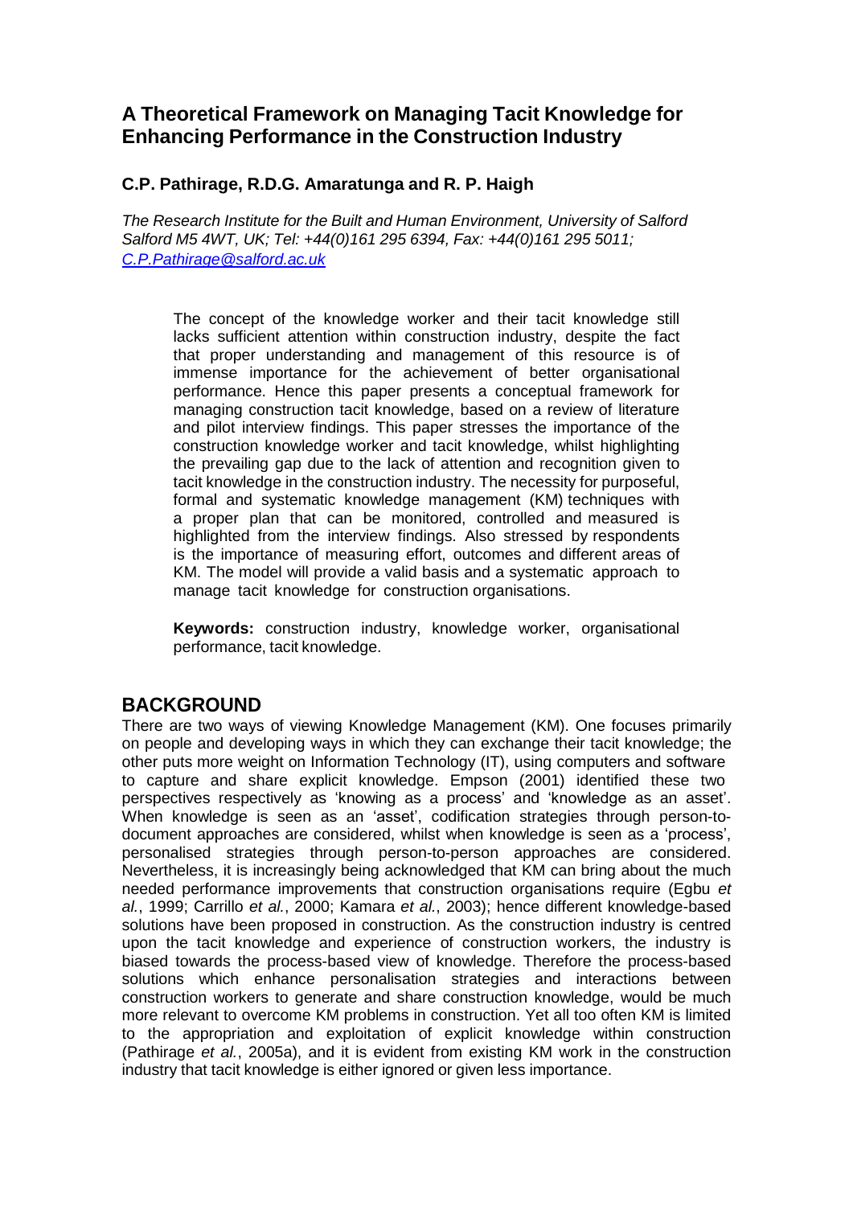# A Theoretical Framework on Managing Tacit Knowledge for Enhancing Performance in the Construction Industry

**C.P. Pathirage, R.D.G. Amaratunga and R. P. Haigh**

*The Research Institute for the Built and Human Environment, University of Salford Salford M5 4WT, UK; Tel: +44(0)161 295 6394, Fax: +44(0)161 295 5011; C.P.Pathirage@salford.ac.uk*

The concept of the knowledge worker and their tacit knowledge still lacks sufficient attention within construction industry, despite the fact that proper understanding and management of this resource is of immense importance for the achievement of better organisational performance. Hence this paper presents a conceptual framework for managing construction tacit knowledge, based on a review of literature and pilot interview findings. This paper stresses the importance of the construction knowledge worker and tacit knowledge, whilst highlighting the prevailing gap due to the lack of attention and recognition given to tacit knowledge in the construction industry. The necessity for purposeful, formal and systematic knowledge management (KM) techniques with a proper plan that can be monitored, controlled and measured is highlighted from the interview findings. Also stressed by respondents is the importance of measuring effort, outcomes and different areas of KM. The model will provide a valid basis and a systematic approach to manage tacit knowledge for construction organisations.

**Keywords:** construction industry, knowledge worker, organisational performance, tacit knowledge.

## BACKGROUND

There are two ways of viewing Knowledge Management (KM). One focuses primarily on people and developing ways in which they can exchange their tacit knowledge; the other puts more weight on Information Technology (IT), using computers and software to capture and share explicit knowledge. Empson (2001) identified these two perspectives respectively as 'knowing as a process' and 'knowledge as an asset'. When knowledge is seen as an 'asset', codification strategies through person-to-document approaches are considered, whilst when knowledge is seen as a 'process', personalised strategies through person-to-person approaches are considered. Nevertheless, it is increasingly being acknowledged that KM can bring about the much needed performance improvements that construction organisations require (Egbu *et al.*, 1999; Carrillo *et al.*, 2000; Kamara *et al.*, 2003); hence different knowledge-based solutions have been proposed in construction. As the construction industry is centred upon the tacit knowledge and experience of construction workers, the industry is biased towards the process-based view of knowledge. Therefore the process-based solutions which enhance personalisation strategies and interactions between construction workers to generate and share construction knowledge, would be much more relevant to overcome KM problems in construction. Yet all too often KM is limited to the appropriation and exploitation of explicit knowledge within construction (Pathirage *et al.*, 2005a), and it is evident from existing KM work in the construction industry that tacit knowledge is either ignored or given less importance.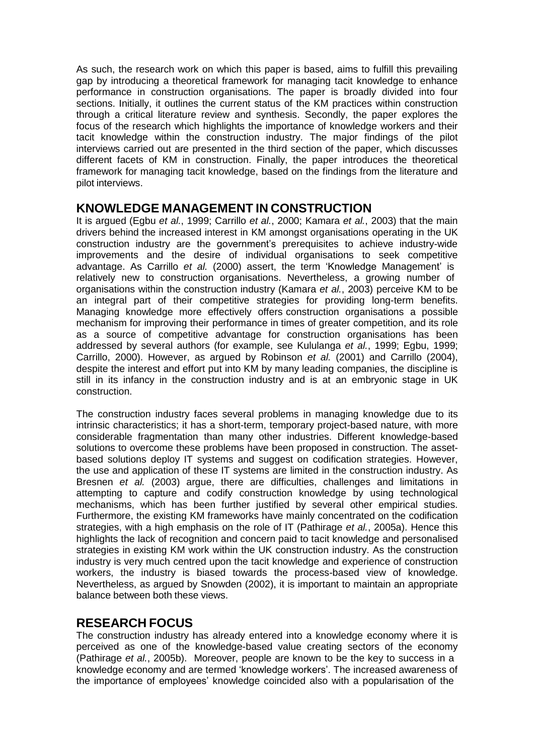As such, the research work on which this paper is based, aims to fulfill this prevailing gap by introducing a theoretical framework for managing tacit knowledge to enhance performance in construction organisations. The paper is broadly divided into four sections. Initially, it outlines the current status of the KM practices within construction through a critical literature review and synthesis. Secondly, the paper explores the focus of the research which highlights the importance of knowledge workers and their tacit knowledge within the construction industry. The major findings of the pilot interviews carried out are presented in the third section of the paper, which discusses different facets of KM in construction. Finally, the paper introduces the theoretical framework for managing tacit knowledge, based on the findings from the literature and pilot interviews.

## KNOWLEDGE MANAGEMENT IN CONSTRUCTION

It is argued (Egbu *et al.*, 1999; Carrillo *et al.*, 2000; Kamara *et al.*, 2003) that the main drivers behind the increased interest in KM amongst organisations operating in the UK construction industry are the government's prerequisites to achieve industry-wide improvements and the desire of individual organisations to seek competitive advantage. As Carrillo *et al.* (2000) assert, the term 'Knowledge Management' is relatively new to construction organisations. Nevertheless, a growing number of organisations within the construction industry (Kamara *et al.*, 2003) perceive KM to be an integral part of their competitive strategies for providing long-term benefits. Managing knowledge more effectively offers construction organisations a possible mechanism for improving their performance in times of greater competition, and its role as a source of competitive advantage for construction organisations has been addressed by several authors (for example, see Kululanga *et al.*, 1999; Egbu, 1999; Carrillo, 2000). However, as argued by Robinson *et al.* (2001) and Carrillo (2004), despite the interest and effort put into KM by many leading companies, the discipline is still in its infancy in the construction industry and is at an embryonic stage in UK construction.

The construction industry faces several problems in managing knowledge due to its intrinsic characteristics; it has a short-term, temporary project-based nature, with more considerable fragmentation than many other industries. Different knowledge-based solutions to overcome these problems have been proposed in construction. The asset-based solutions deploy IT systems and suggest on codification strategies. However, the use and application of these IT systems are limited in the construction industry. As Bresnen *et al.* (2003) argue, there are difficulties, challenges and limitations in attempting to capture and codify construction knowledge by using technological mechanisms, which has been further justified by several other empirical studies. Furthermore, the existing KM frameworks have mainly concentrated on the codification strategies, with a high emphasis on the role of IT (Pathirage *et al.*, 2005a). Hence this highlights the lack of recognition and concern paid to tacit knowledge and personalised strategies in existing KM work within the UK construction industry. As the construction industry is very much centred upon the tacit knowledge and experience of construction workers, the industry is biased towards the process-based view of knowledge. Nevertheless, as argued by Snowden (2002), it is important to maintain an appropriate balance between both these views.

## RESEARCH FOCUS

The construction industry has already entered into a knowledge economy where it is perceived as one of the knowledge-based value creating sectors of the economy (Pathirage *et al.*, 2005b). Moreover, people are known to be the key to success in a knowledge economy and are termed 'knowledge workers'. The increased awareness of the importance of employees' knowledge coincided also with a popularisation of the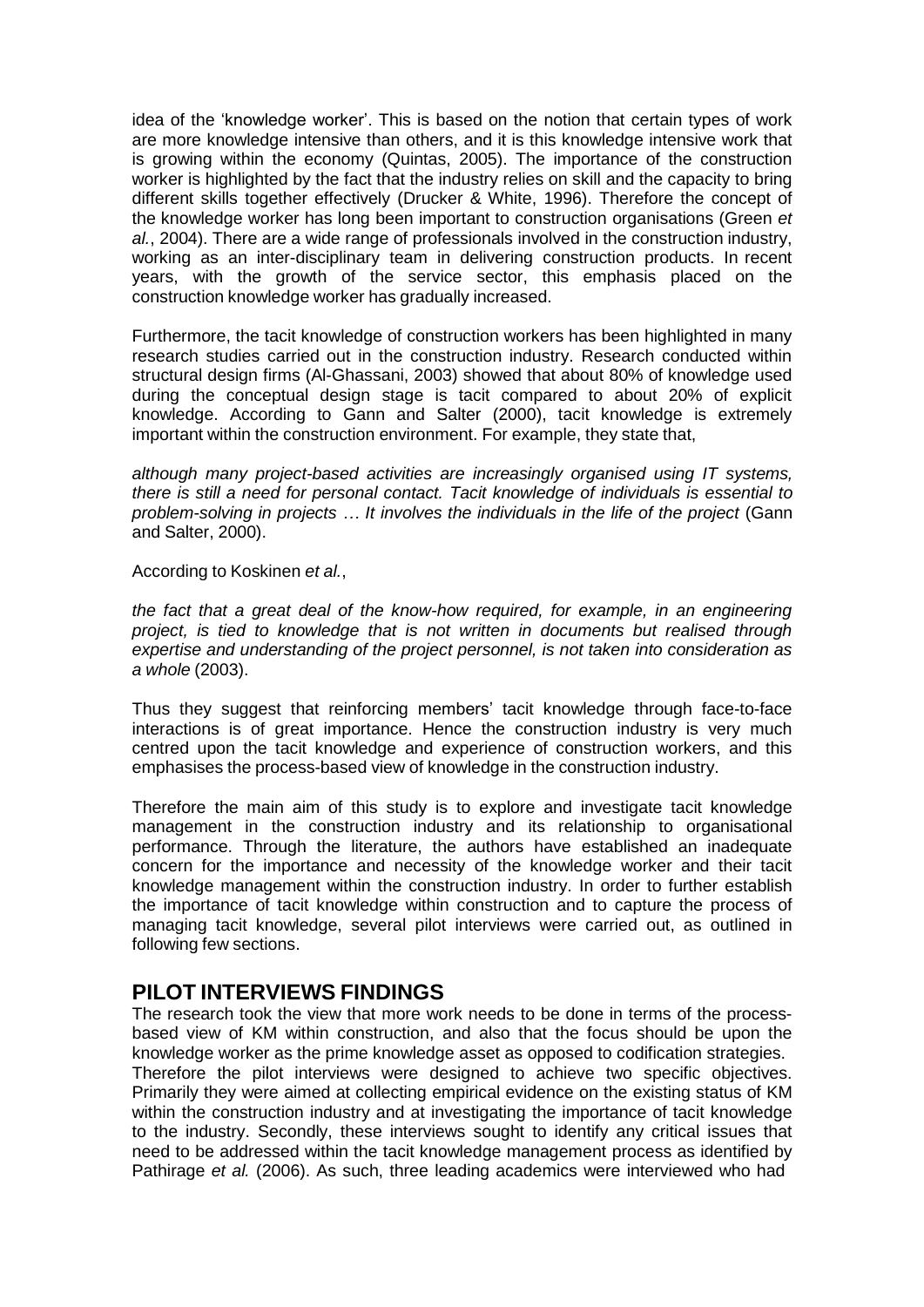idea of the 'knowledge worker'. This is based on the notion that certain types of work are more knowledge intensive than others, and it is this knowledge intensive work that is growing within the economy (Quintas, 2005). The importance of the construction worker is highlighted by the fact that the industry relies on skill and the capacity to bring different skills together effectively (Drucker & White, 1996). Therefore the concept of the knowledge worker has long been important to construction organisations (Green *et al.*, 2004). There are a wide range of professionals involved in the construction industry, working as an inter-disciplinary team in delivering construction products. In recent years, with the growth of the service sector, this emphasis placed on the construction knowledge worker has gradually increased.

Furthermore, the tacit knowledge of construction workers has been highlighted in many research studies carried out in the construction industry. Research conducted within structural design firms (Al-Ghassani, 2003) showed that about 80% of knowledge used during the conceptual design stage is tacit compared to about 20% of explicit knowledge. According to Gann and Salter (2000), tacit knowledge is extremely important within the construction environment. For example, they state that,

*although many project-based activities are increasingly organised using IT systems, there is still a need for personal contact. Tacit knowledge of individuals is essential to problem-solving in projects … It involves the individuals in the life of the project* (Gann and Salter, 2000).

According to Koskinen *et al.*,

*the fact that a great deal of the know-how required, for example, in an engineering project, is tied to knowledge that is not written in documents but realised through expertise and understanding of the project personnel, is not taken into consideration as a whole* (2003).

Thus they suggest that reinforcing members' tacit knowledge through face-to-face interactions is of great importance. Hence the construction industry is very much centred upon the tacit knowledge and experience of construction workers, and this emphasises the process-based view of knowledge in the construction industry.

Therefore the main aim of this study is to explore and investigate tacit knowledge management in the construction industry and its relationship to organisational performance. Through the literature, the authors have established an inadequate concern for the importance and necessity of the knowledge worker and their tacit knowledge management within the construction industry. In order to further establish the importance of tacit knowledge within construction and to capture the process of managing tacit knowledge, several pilot interviews were carried out, as outlined in following few sections.

## PILOT INTERVIEWS FINDINGS

The research took the view that more work needs to be done in terms of the process-based view of KM within construction, and also that the focus should be upon the knowledge worker as the prime knowledge asset as opposed to codification strategies. Therefore the pilot interviews were designed to achieve two specific objectives. Primarily they were aimed at collecting empirical evidence on the existing status of KM within the construction industry and at investigating the importance of tacit knowledge to the industry. Secondly, these interviews sought to identify any critical issues that need to be addressed within the tacit knowledge management process as identified by Pathirage *et al.* (2006). As such, three leading academics were interviewed who had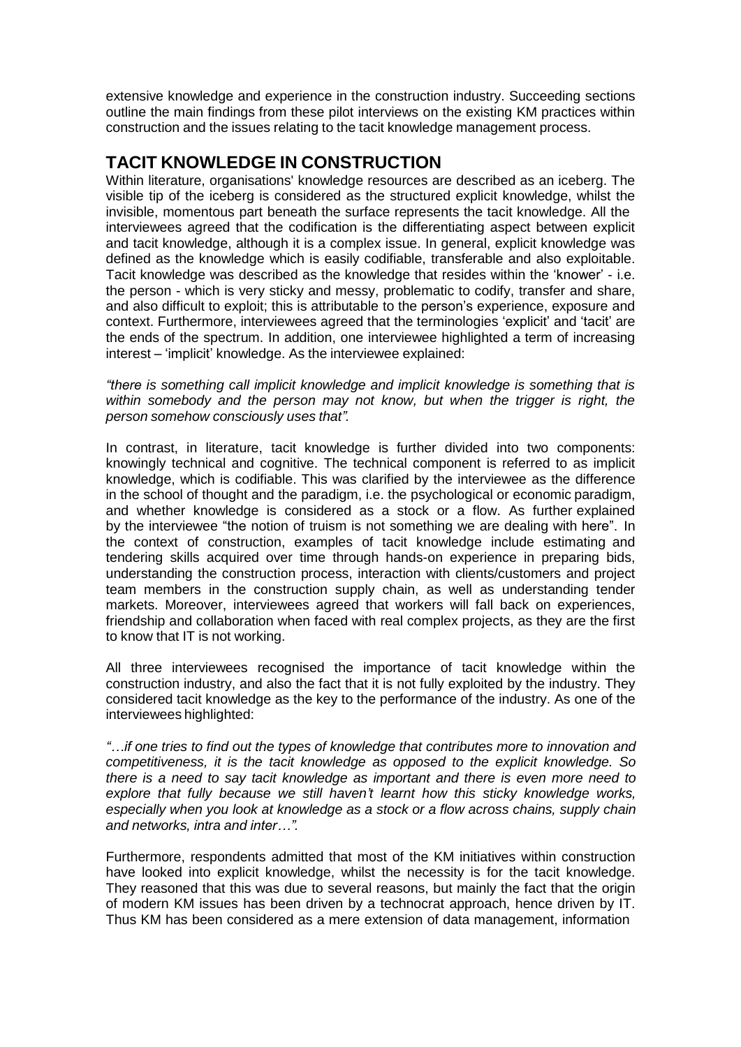extensive knowledge and experience in the construction industry. Succeeding sections outline the main findings from these pilot interviews on the existing KM practices within construction and the issues relating to the tacit knowledge management process.

## TACIT KNOWLEDGE IN CONSTRUCTION

Within literature, organisations' knowledge resources are described as an iceberg. The visible tip of the iceberg is considered as the structured explicit knowledge, whilst the invisible, momentous part beneath the surface represents the tacit knowledge. All the interviewees agreed that the codification is the differentiating aspect between explicit and tacit knowledge, although it is a complex issue. In general, explicit knowledge was defined as the knowledge which is easily codifiable, transferable and also exploitable. Tacit knowledge was described as the knowledge that resides within the 'knower' - i.e. the person - which is very sticky and messy, problematic to codify, transfer and share, and also difficult to exploit; this is attributable to the person's experience, exposure and context. Furthermore, interviewees agreed that the terminologies 'explicit' and 'tacit' are the ends of the spectrum. In addition, one interviewee highlighted a term of increasing interest – 'implicit' knowledge. As the interviewee explained:

*"there is something call implicit knowledge and implicit knowledge is something that is within somebody and the person may not know, but when the trigger is right, the person somehow consciously uses that".*

In contrast, in literature, tacit knowledge is further divided into two components: knowingly technical and cognitive. The technical component is referred to as implicit knowledge, which is codifiable. This was clarified by the interviewee as the difference in the school of thought and the paradigm, i.e. the psychological or economic paradigm, and whether knowledge is considered as a stock or a flow. As further explained by the interviewee "the notion of truism is not something we are dealing with here". In the context of construction, examples of tacit knowledge include estimating and tendering skills acquired over time through hands-on experience in preparing bids, understanding the construction process, interaction with clients/customers and project team members in the construction supply chain, as well as understanding tender markets. Moreover, interviewees agreed that workers will fall back on experiences, friendship and collaboration when faced with real complex projects, as they are the first to know that IT is not working.

All three interviewees recognised the importance of tacit knowledge within the construction industry, and also the fact that it is not fully exploited by the industry. They considered tacit knowledge as the key to the performance of the industry. As one of the interviewees highlighted:

*"…if one tries to find out the types of knowledge that contributes more to innovation and competitiveness, it is the tacit knowledge as opposed to the explicit knowledge. So there is a need to say tacit knowledge as important and there is even more need to explore that fully because we still haven't learnt how this sticky knowledge works, especially when you look at knowledge as a stock or a flow across chains, supply chain and networks, intra and inter…".*

Furthermore, respondents admitted that most of the KM initiatives within construction have looked into explicit knowledge, whilst the necessity is for the tacit knowledge. They reasoned that this was due to several reasons, but mainly the fact that the origin of modern KM issues has been driven by a technocrat approach, hence driven by IT. Thus KM has been considered as a mere extension of data management, information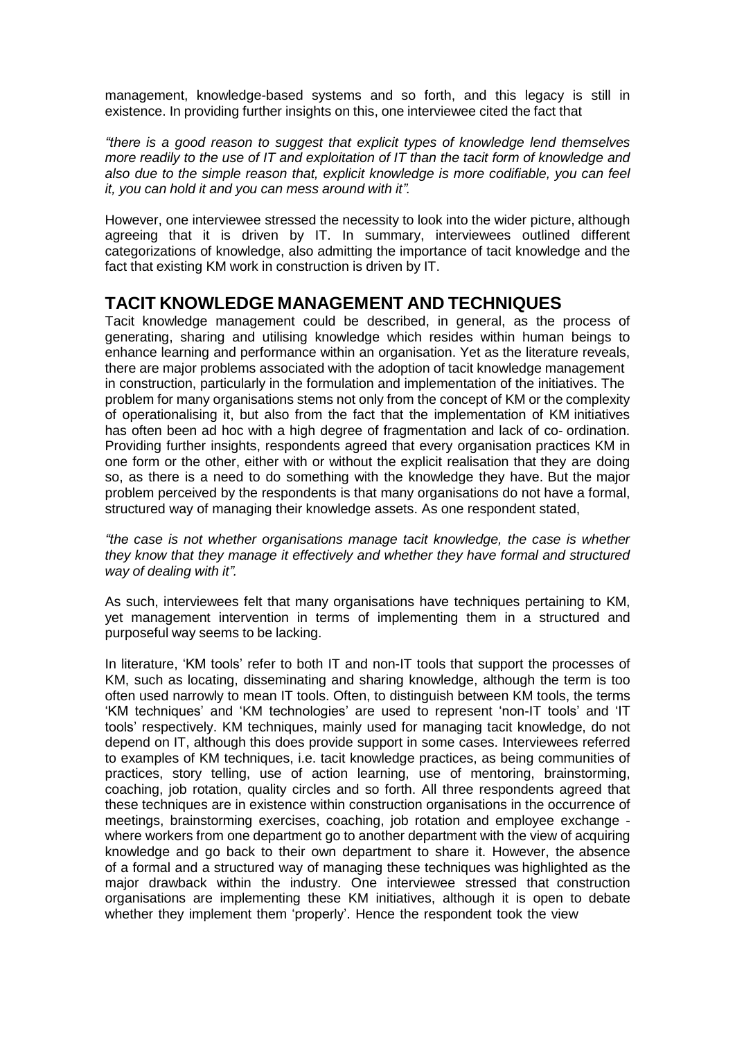management, knowledge-based systems and so forth, and this legacy is still in existence. In providing further insights on this, one interviewee cited the fact that

*"there is a good reason to suggest that explicit types of knowledge lend themselves more readily to the use of IT and exploitation of IT than the tacit form of knowledge and also due to the simple reason that, explicit knowledge is more codifiable, you can feel it, you can hold it and you can mess around with it".*

However, one interviewee stressed the necessity to look into the wider picture, although agreeing that it is driven by IT. In summary, interviewees outlined different categorizations of knowledge, also admitting the importance of tacit knowledge and the fact that existing KM work in construction is driven by IT.

## TACIT KNOWLEDGE MANAGEMENT AND TECHNIQUES

Tacit knowledge management could be described, in general, as the process of generating, sharing and utilising knowledge which resides within human beings to enhance learning and performance within an organisation. Yet as the literature reveals, there are major problems associated with the adoption of tacit knowledge management in construction, particularly in the formulation and implementation of the initiatives. The problem for many organisations stems not only from the concept of KM or the complexity of operationalising it, but also from the fact that the implementation of KM initiatives has often been ad hoc with a high degree of fragmentation and lack of co- ordination. Providing further insights, respondents agreed that every organisation practices KM in one form or the other, either with or without the explicit realisation that they are doing so, as there is a need to do something with the knowledge they have. But the major problem perceived by the respondents is that many organisations do not have a formal, structured way of managing their knowledge assets. As one respondent stated,

*"the case is not whether organisations manage tacit knowledge, the case is whether they know that they manage it effectively and whether they have formal and structured way of dealing with it".*

As such, interviewees felt that many organisations have techniques pertaining to KM, yet management intervention in terms of implementing them in a structured and purposeful way seems to be lacking.

In literature, 'KM tools' refer to both IT and non-IT tools that support the processes of KM, such as locating, disseminating and sharing knowledge, although the term is too often used narrowly to mean IT tools. Often, to distinguish between KM tools, the terms 'KM techniques' and 'KM technologies' are used to represent 'non-IT tools' and 'IT tools' respectively. KM techniques, mainly used for managing tacit knowledge, do not depend on IT, although this does provide support in some cases. Interviewees referred to examples of KM techniques, i.e. tacit knowledge practices, as being communities of practices, story telling, use of action learning, use of mentoring, brainstorming, coaching, job rotation, quality circles and so forth. All three respondents agreed that these techniques are in existence within construction organisations in the occurrence of meetings, brainstorming exercises, coaching, job rotation and employee exchange - where workers from one department go to another department with the view of acquiring knowledge and go back to their own department to share it. However, the absence of a formal and a structured way of managing these techniques was highlighted as the major drawback within the industry. One interviewee stressed that construction organisations are implementing these KM initiatives, although it is open to debate whether they implement them 'properly'. Hence the respondent took the view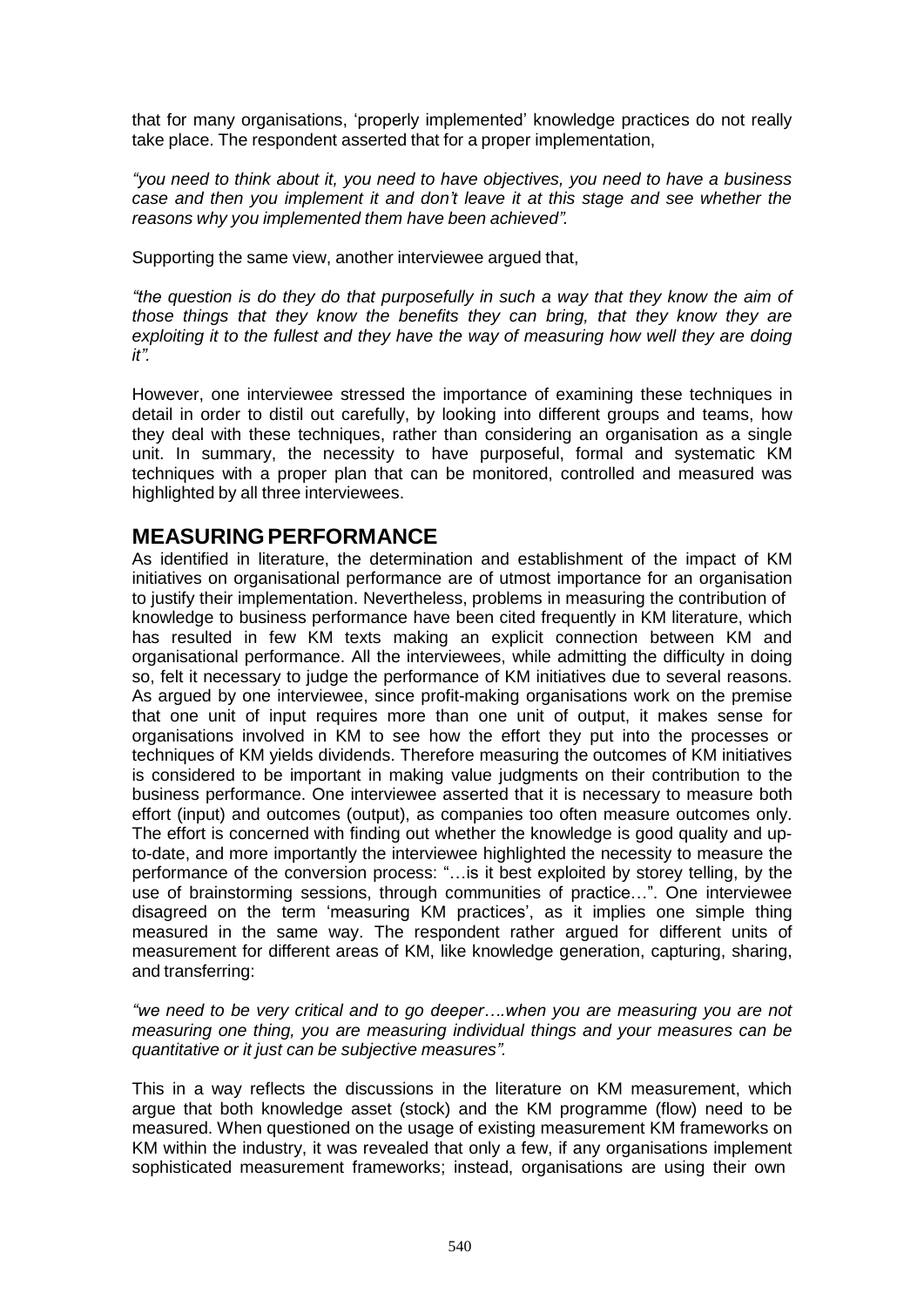that for many organisations, 'properly implemented' knowledge practices do not really take place. The respondent asserted that for a proper implementation,

*"you need to think about it, you need to have objectives, you need to have a business case and then you implement it and don't leave it at this stage and see whether the reasons why you implemented them have been achieved".*

Supporting the same view, another interviewee argued that,

*"the question is do they do that purposefully in such a way that they know the aim of those things that they know the benefits they can bring, that they know they are exploiting it to the fullest and they have the way of measuring how well they are doing it".*

However, one interviewee stressed the importance of examining these techniques in detail in order to distil out carefully, by looking into different groups and teams, how they deal with these techniques, rather than considering an organisation as a single unit. In summary, the necessity to have purposeful, formal and systematic KM techniques with a proper plan that can be monitored, controlled and measured was highlighted by all three interviewees.

## MEASURING PERFORMANCE

As identified in literature, the determination and establishment of the impact of KM initiatives on organisational performance are of utmost importance for an organisation to justify their implementation. Nevertheless, problems in measuring the contribution of knowledge to business performance have been cited frequently in KM literature, which has resulted in few KM texts making an explicit connection between KM and organisational performance. All the interviewees, while admitting the difficulty in doing so, felt it necessary to judge the performance of KM initiatives due to several reasons. As argued by one interviewee, since profit-making organisations work on the premise that one unit of input requires more than one unit of output, it makes sense for organisations involved in KM to see how the effort they put into the processes or techniques of KM yields dividends. Therefore measuring the outcomes of KM initiatives is considered to be important in making value judgments on their contribution to the business performance. One interviewee asserted that it is necessary to measure both effort (input) and outcomes (output), as companies too often measure outcomes only. The effort is concerned with finding out whether the knowledge is good quality and up-to-date, and more importantly the interviewee highlighted the necessity to measure the performance of the conversion process: "…is it best exploited by storey telling, by the use of brainstorming sessions, through communities of practice…". One interviewee disagreed on the term 'measuring KM practices', as it implies one simple thing measured in the same way. The respondent rather argued for different units of measurement for different areas of KM, like knowledge generation, capturing, sharing, and transferring:

*"we need to be very critical and to go deeper….when you are measuring you are not measuring one thing, you are measuring individual things and your measures can be quantitative or it just can be subjective measures".*

This in a way reflects the discussions in the literature on KM measurement, which argue that both knowledge asset (stock) and the KM programme (flow) need to be measured. When questioned on the usage of existing measurement KM frameworks on KM within the industry, it was revealed that only a few, if any organisations implement sophisticated measurement frameworks; instead, organisations are using their own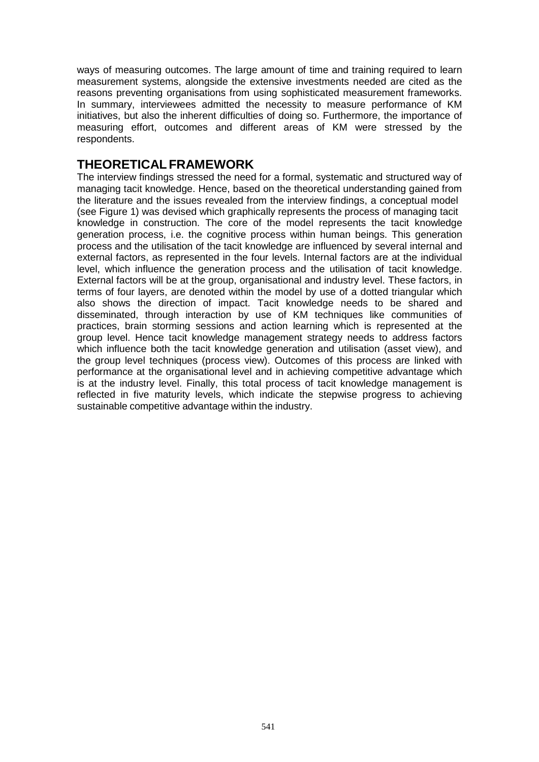ways of measuring outcomes. The large amount of time and training required to learn measurement systems, alongside the extensive investments needed are cited as the reasons preventing organisations from using sophisticated measurement frameworks. In summary, interviewees admitted the necessity to measure performance of KM initiatives, but also the inherent difficulties of doing so. Furthermore, the importance of measuring effort, outcomes and different areas of KM were stressed by the respondents.

## THEORETICAL FRAMEWORK

The interview findings stressed the need for a formal, systematic and structured way of managing tacit knowledge. Hence, based on the theoretical understanding gained from the literature and the issues revealed from the interview findings, a conceptual model (see Figure 1) was devised which graphically represents the process of managing tacit knowledge in construction. The core of the model represents the tacit knowledge generation process, i.e. the cognitive process within human beings. This generation process and the utilisation of the tacit knowledge are influenced by several internal and external factors, as represented in the four levels. Internal factors are at the individual level, which influence the generation process and the utilisation of tacit knowledge. External factors will be at the group, organisational and industry level. These factors, in terms of four layers, are denoted within the model by use of a dotted triangular which also shows the direction of impact. Tacit knowledge needs to be shared and disseminated, through interaction by use of KM techniques like communities of practices, brain storming sessions and action learning which is represented at the group level. Hence tacit knowledge management strategy needs to address factors which influence both the tacit knowledge generation and utilisation (asset view), and the group level techniques (process view). Outcomes of this process are linked with performance at the organisational level and in achieving competitive advantage which is at the industry level. Finally, this total process of tacit knowledge management is reflected in five maturity levels, which indicate the stepwise progress to achieving sustainable competitive advantage within the industry.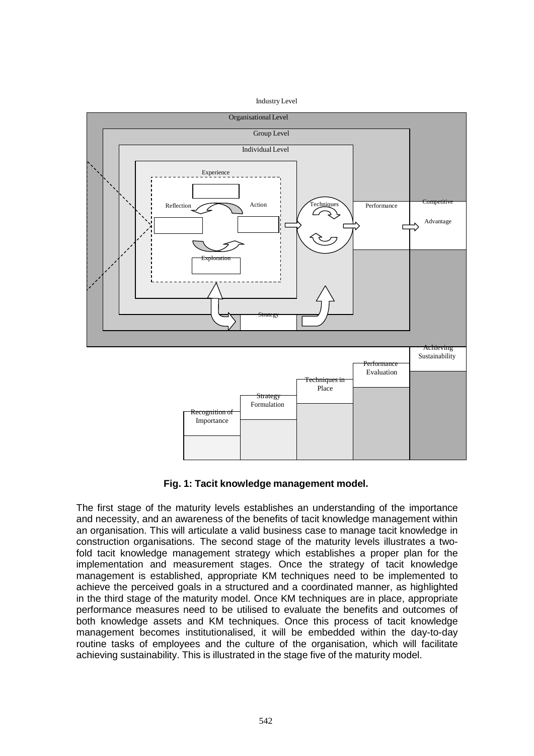**Fig. 1: Tacit knowledge management model.**

The first stage of the maturity levels establishes an understanding of the importance and necessity, and an awareness of the benefits of tacit knowledge management within an organisation. This will articulate a valid business case to manage tacit knowledge in construction organisations. The second stage of the maturity levels illustrates a two-fold tacit knowledge management strategy which establishes a proper plan for the implementation and measurement stages. Once the strategy of tacit knowledge management is established, appropriate KM techniques need to be implemented to achieve the perceived goals in a structured and a coordinated manner, as highlighted in the third stage of the maturity model. Once KM techniques are in place, appropriate performance measures need to be utilised to evaluate the benefits and outcomes of both knowledge assets and KM techniques. Once this process of tacit knowledge management becomes institutionalised, it will be embedded within the day-to-day routine tasks of employees and the culture of the organisation, which will facilitate achieving sustainability. This is illustrated in the stage five of the maturity model.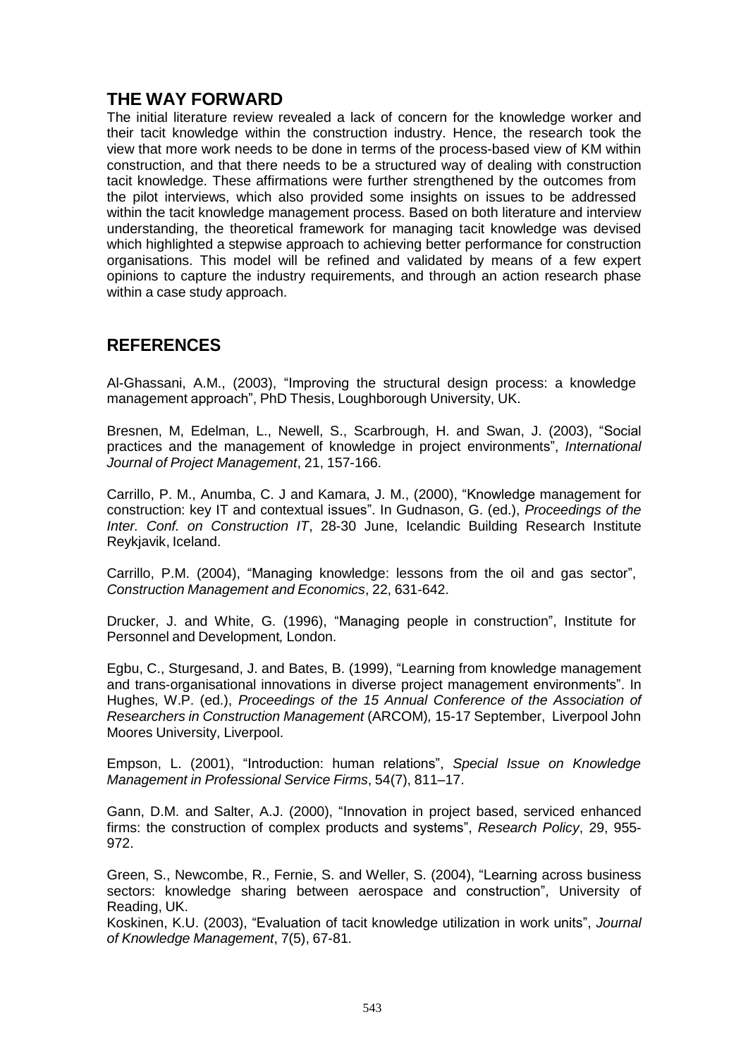## THE WAY FORWARD

The initial literature review revealed a lack of concern for the knowledge worker and their tacit knowledge within the construction industry. Hence, the research took the view that more work needs to be done in terms of the process-based view of KM within construction, and that there needs to be a structured way of dealing with construction tacit knowledge. These affirmations were further strengthened by the outcomes from the pilot interviews, which also provided some insights on issues to be addressed within the tacit knowledge management process. Based on both literature and interview understanding, the theoretical framework for managing tacit knowledge was devised which highlighted a stepwise approach to achieving better performance for construction organisations. This model will be refined and validated by means of a few expert opinions to capture the industry requirements, and through an action research phase within a case study approach.

## REFERENCES

Al-Ghassani, A.M., (2003), "Improving the structural design process: a knowledge management approach", PhD Thesis, Loughborough University, UK.

Bresnen, M, Edelman, L., Newell, S., Scarbrough, H. and Swan, J. (2003), "Social practices and the management of knowledge in project environments", *International Journal of Project Management*, 21, 157-166.

Carrillo, P. M., Anumba, C. J and Kamara, J. M., (2000), "Knowledge management for construction: key IT and contextual issues". In Gudnason, G. (ed.), *Proceedings of the Inter. Conf. on Construction IT*, 28-30 June, Icelandic Building Research Institute Reykjavik, Iceland.

Carrillo, P.M. (2004), "Managing knowledge: lessons from the oil and gas sector", *Construction Management and Economics*, 22, 631-642.

Drucker, J. and White, G. (1996), "Managing people in construction", Institute for Personnel and Development*,* London.

Egbu, C., Sturgesand, J. and Bates, B. (1999), "Learning from knowledge management and trans-organisational innovations in diverse project management environments". In Hughes, W.P. (ed.), *Proceedings of the 15 Annual Conference of the Association of Researchers in Construction Management* (ARCOM)*,* 15-17 September, Liverpool John Moores University, Liverpool.

Empson, L. (2001), "Introduction: human relations", *Special Issue on Knowledge Management in Professional Service Firms*, 54(7), 811–17.

Gann, D.M. and Salter, A.J. (2000), "Innovation in project based, serviced enhanced firms: the construction of complex products and systems", *Research Policy*, 29, 955-972.

Green, S., Newcombe, R., Fernie, S. and Weller, S. (2004), "Learning across business sectors: knowledge sharing between aerospace and construction", University of Reading, UK.

Koskinen, K.U. (2003), "Evaluation of tacit knowledge utilization in work units", *Journal of Knowledge Management*, 7(5), 67-81.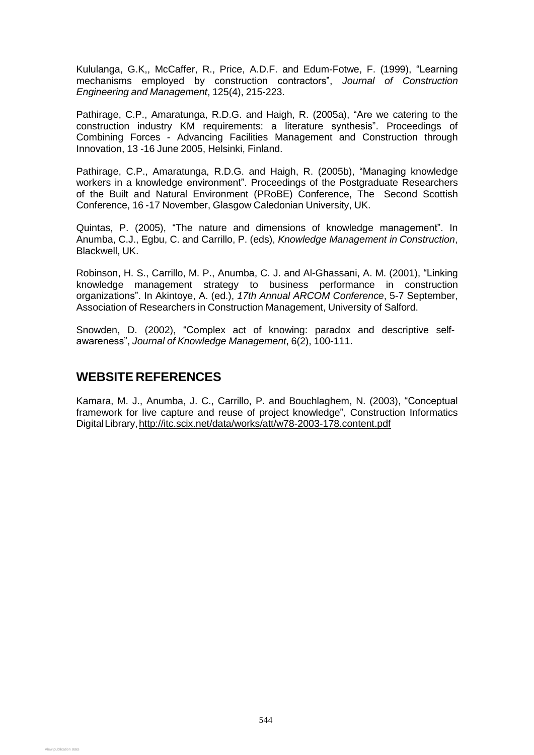Kululanga, G.K,, McCaffer, R., Price, A.D.F. and Edum-Fotwe, F. (1999), "Learning mechanisms employed by construction contractors", *Journal of Construction Engineering and Management*, 125(4), 215-223.

Pathirage, C.P., Amaratunga, R.D.G. and Haigh, R. (2005a), "Are we catering to the construction industry KM requirements: a literature synthesis". Proceedings of Combining Forces - Advancing Facilities Management and Construction through Innovation, 13 -16 June 2005, Helsinki, Finland.

Pathirage, C.P., Amaratunga, R.D.G. and Haigh, R. (2005b), "Managing knowledge workers in a knowledge environment". Proceedings of the Postgraduate Researchers of the Built and Natural Environment (PRoBE) Conference, The Second Scottish Conference, 16 -17 November, Glasgow Caledonian University, UK.

Quintas, P. (2005), "The nature and dimensions of knowledge management". In Anumba, C.J., Egbu, C. and Carrillo, P. (eds), *Knowledge Management in Construction*, Blackwell, UK.

Robinson, H. S., Carrillo, M. P., Anumba, C. J. and Al-Ghassani, A. M. (2001), "Linking knowledge management strategy to business performance in construction organizations". In Akintoye, A. (ed.), *17th Annual ARCOM Conference*, 5-7 September, Association of Researchers in Construction Management, University of Salford.

Snowden, D. (2002), "Complex act of knowing: paradox and descriptive self-awareness", *Journal of Knowledge Management*, 6(2), 100-111.

## WEBSITE REFERENCES

Kamara, M. J., Anumba, J. C., Carrillo, P. and Bouchlaghem, N. (2003), "Conceptual framework for live capture and reuse of project knowledge", Construction Informatics Digital Library, http://itc.scix.net/data/works/att/w78-2003-178.content.pdf